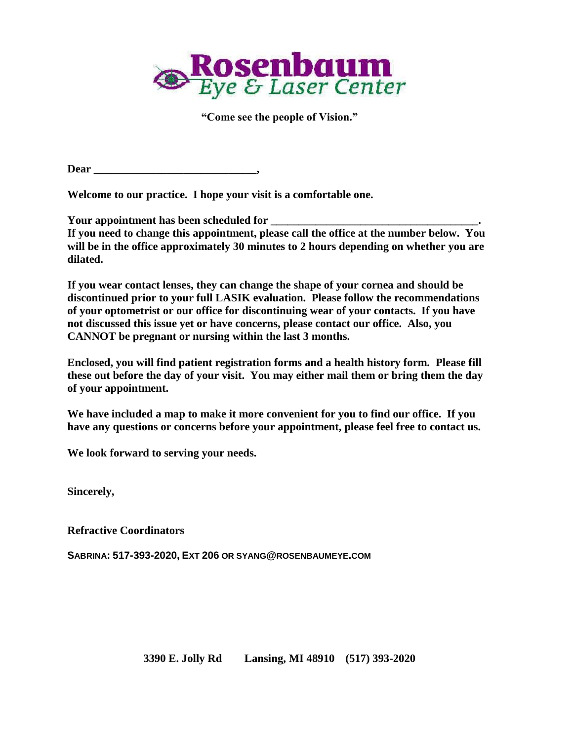# Rosenbaum Eye & Laser Center

**"Come see the people of Vision."**

**Dear ______________________________,**

**Welcome to our practice. I hope your visit is a comfortable one.**

**Your appointment has been scheduled for ____________________________________. If you need to change this appointment, please call the office at the number below. You will be in the office approximately 30 minutes to 2 hours depending on whether you are dilated.**

**If you wear contact lenses, they can change the shape of your cornea and should be discontinued prior to your full LASIK evaluation. Please follow the recommendations of your optometrist or our office for discontinuing wear of your contacts. If you have not discussed this issue yet or have concerns, please contact our office. Also, you CANNOT be pregnant or nursing within the last 3 months.**

**Enclosed, you will find patient registration forms and a health history form. Please fill these out before the day of your visit. You may either mail them or bring them the day of your appointment.**

**We have included a map to make it more convenient for you to find our office. If you have any questions or concerns before your appointment, please feel free to contact us.**

**We look forward to serving your needs.**

**Sincerely,**

**Refractive Coordinators**

**SABRINA: 517-393-2020, EXT 206 OR SYANG@ROSENBAUMEYE.COM**

**3390 E. Jolly Rd Lansing, MI 48910 (517) 393-2020**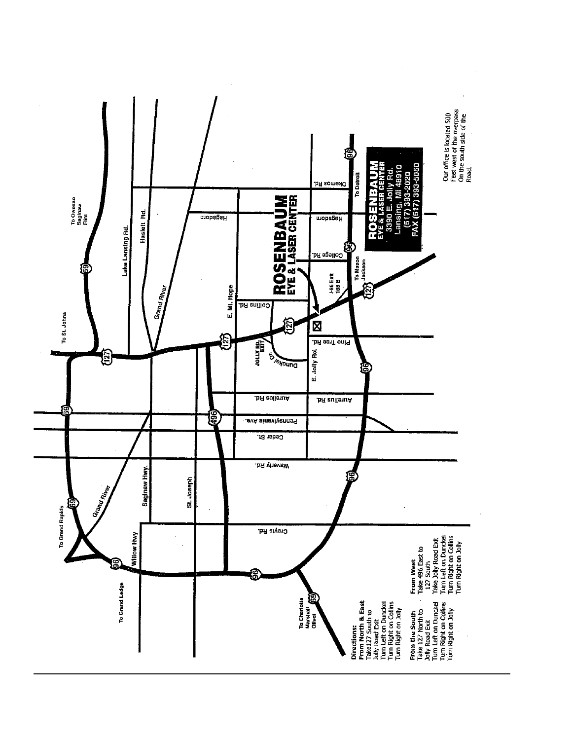# ROSENBAUM EYE & LASER CENTER

3390 E. Jolly Rd.
Lansing, MI 48910
(517) 393-2020
FAX (517) 393-5050

Our office is located 500 Feet west of the overpass On the south side of the Road.

**Directions:**

**From North & East**
Take127 South to Jolly Road Exit
Turn Left on Dunckel
Turn Right on Collins
Turn Right on Jolly

**From the South**
Take 127 North to Jolly Road Exit
Turn Left on Dunckel
Turn Right on Collins
Turn Right on Jolly

**From West**
Take 496 East to 127 South
Take Jolly Road Exit
Turn Left on Dunckel
Turn Right on Collins
Turn Right on Jolly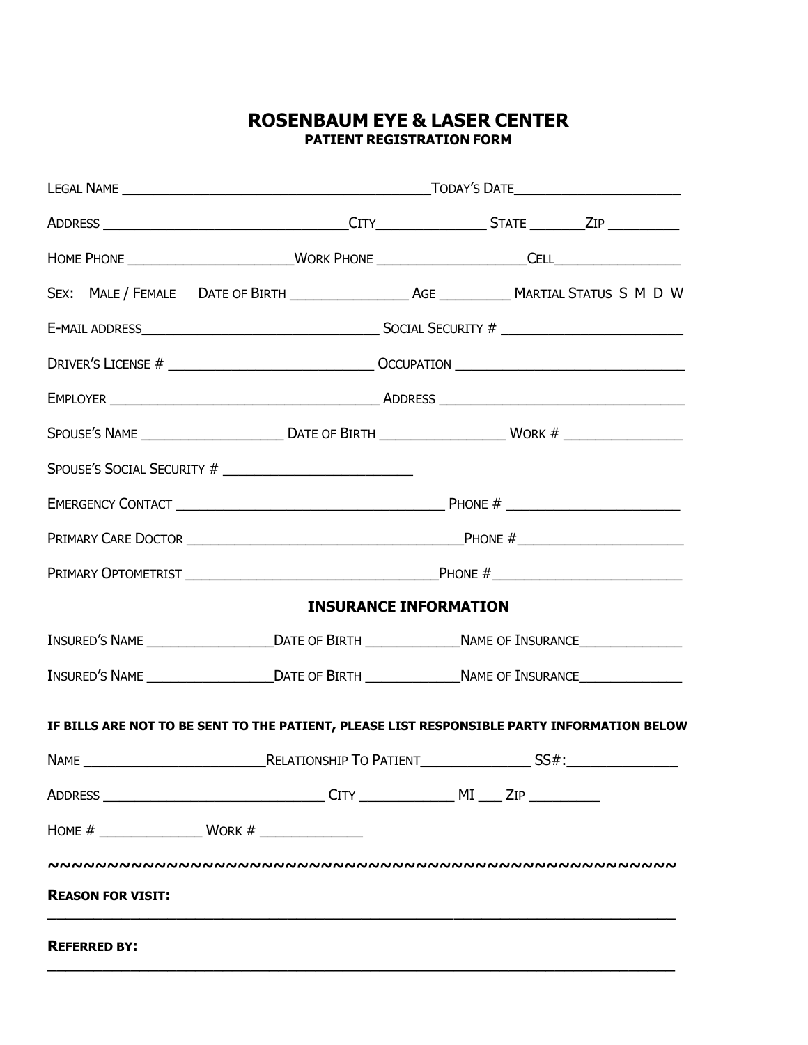# ROSENBAUM EYE & LASER CENTER

## PATIENT REGISTRATION FORM

LEGAL NAME ________________________________________TODAY'S DATE_____________________

ADDRESS _______________________________CITY______________ STATE _______ZIP _________

HOME PHONE _____________________WORK PHONE ___________________CELL________________

SEX: MALE / FEMALE DATE OF BIRTH _______________ AGE _________ MARTIAL STATUS S M D W

E-MAIL ADDRESS_______________________________ SOCIAL SECURITY # _______________________

DRIVER'S LICENSE # __________________________ OCCUPATION _____________________________

EMPLOYER __________________________________ ADDRESS ________________________________

SPOUSE'S NAME __________________ DATE OF BIRTH ________________ WORK # _______________

SPOUSE'S SOCIAL SECURITY # ________________________

EMERGENCY CONTACT ___________________________________ PHONE # ______________________

PRIMARY CARE DOCTOR ___________________________________PHONE #______________________

PRIMARY OPTOMETRIST _______________________________PHONE #________________________

## INSURANCE INFORMATION

INSURED'S NAME ________________DATE OF BIRTH ____________NAME OF INSURANCE______________

INSURED'S NAME ________________DATE OF BIRTH ____________NAME OF INSURANCE______________

**IF BILLS ARE NOT TO BE SENT TO THE PATIENT, PLEASE LIST RESPONSIBLE PARTY INFORMATION BELOW**

NAME _______________________RELATIONSHIP TO PATIENT______________ SS#:______________

ADDRESS _____________________________ CITY ____________ MI ___ ZIP _________

HOME # _____________ WORK # _____________

~~~~~~~~~~~~~~~~~~~~~~~~~~~~~~~~~~~~~~~~~~~~~~~~~~~~~~~~~~~~~~~~~~~~~~

**REASON FOR VISIT:**

______________________________________________________________________

**REFERRED BY:**

______________________________________________________________________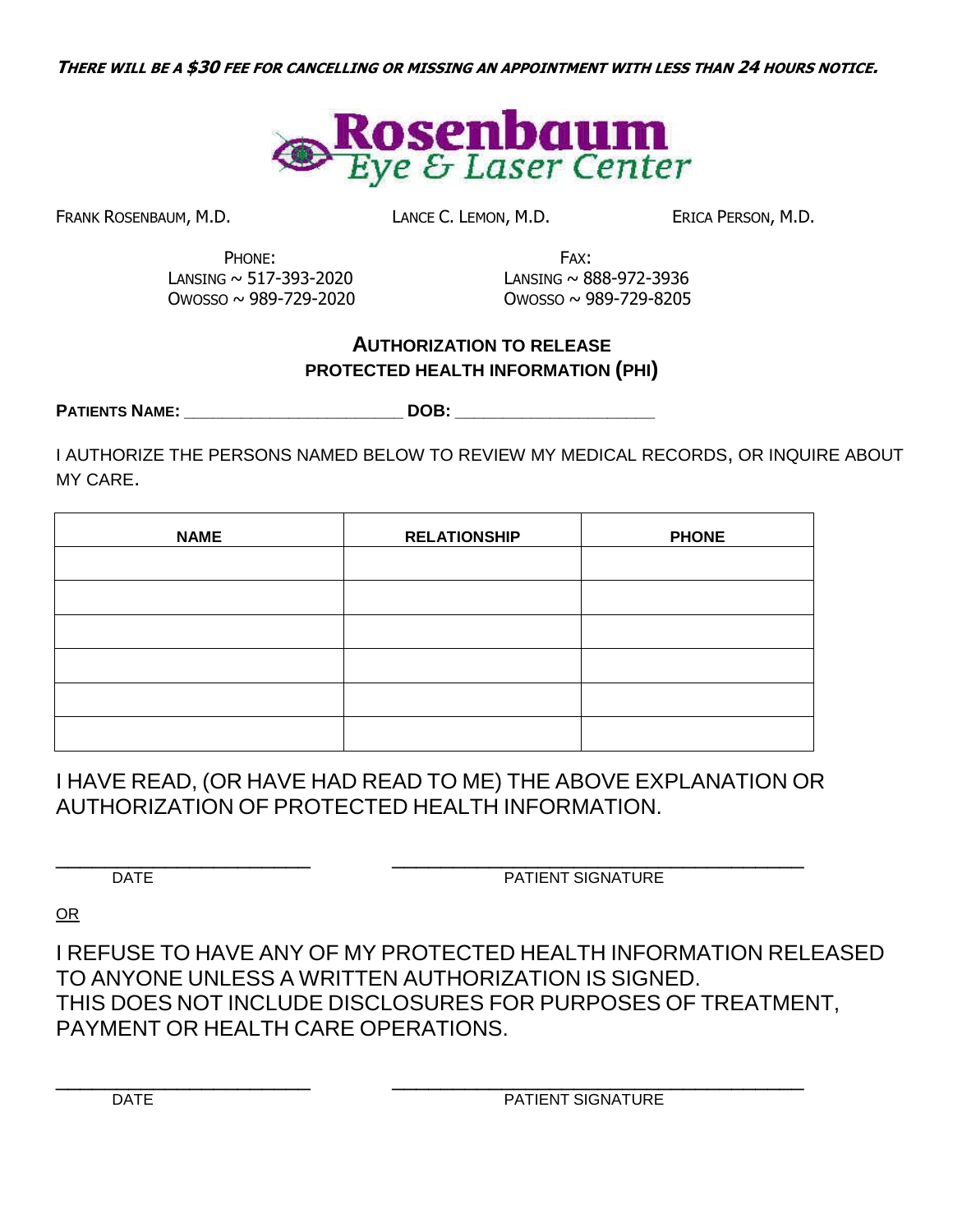***THERE WILL BE A $30 FEE FOR CANCELLING OR MISSING AN APPOINTMENT WITH LESS THAN 24 HOURS NOTICE.***

# Rosenbaum Eye & Laser Center

FRANK ROSENBAUM, M.D. LANCE C. LEMON, M.D. ERICA PERSON, M.D.

PHONE:
LANSING ~ 517-393-2020
OWOSSO ~ 989-729-2020

FAX:
LANSING ~ 888-972-3936
OWOSSO ~ 989-729-8205

## AUTHORIZATION TO RELEASE PROTECTED HEALTH INFORMATION (PHI)

**PATIENTS NAME:** _______________________ **DOB:** _____________________

I AUTHORIZE THE PERSONS NAMED BELOW TO REVIEW MY MEDICAL RECORDS, OR INQUIRE ABOUT MY CARE.

| NAME | RELATIONSHIP | PHONE |
|---|---|---|
| | | |
| | | |
| | | |
| | | |
| | | |
| | | |

I HAVE READ, (OR HAVE HAD READ TO ME) THE ABOVE EXPLANATION OR AUTHORIZATION OF PROTECTED HEALTH INFORMATION.

_______________________ ___________________________________
DATE PATIENT SIGNATURE

OR

I REFUSE TO HAVE ANY OF MY PROTECTED HEALTH INFORMATION RELEASED TO ANYONE UNLESS A WRITTEN AUTHORIZATION IS SIGNED.
THIS DOES NOT INCLUDE DISCLOSURES FOR PURPOSES OF TREATMENT, PAYMENT OR HEALTH CARE OPERATIONS.

_______________________ ___________________________________
DATE PATIENT SIGNATURE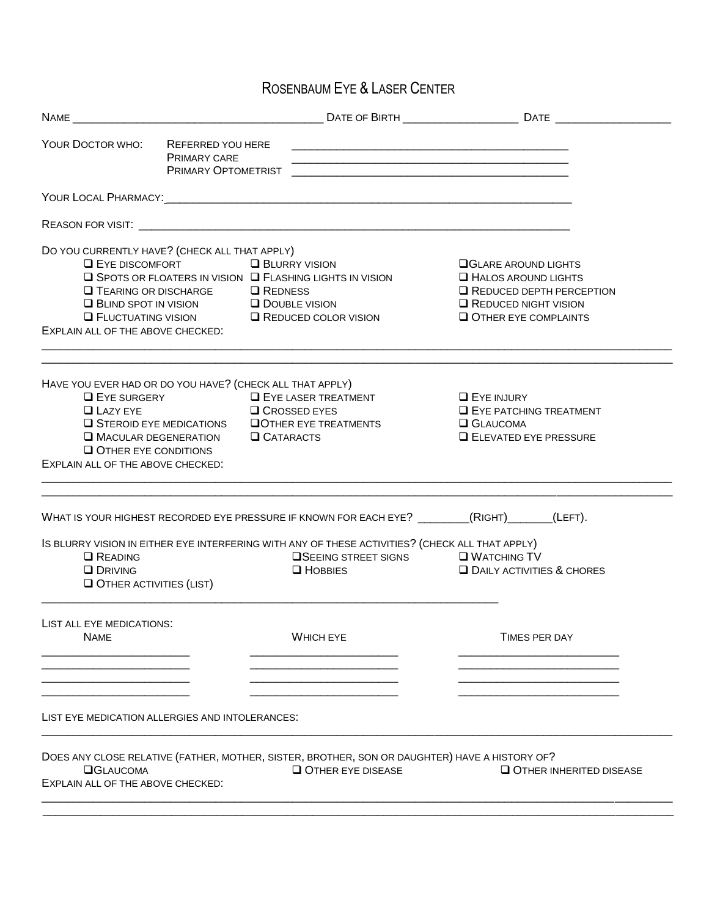# Rosenbaum Eye & Laser Center

Name ________________________________________ Date of Birth __________________ Date __________________

Your Doctor who:
- Referred you here ____________________________________________
- Primary care ____________________________________________
- Primary Optometrist ____________________________________________

Your Local Pharmacy: ________________________________________________________________

Reason for visit: ________________________________________________________________

Do you currently have? (check all that apply)

- ❑ Eye discomfort
- ❑ Blurry vision
- ❑ Glare around lights
- ❑ Spots or floaters in vision
- ❑ Flashing lights in vision
- ❑ Halos around lights
- ❑ Tearing or discharge
- ❑ Redness
- ❑ Reduced depth perception
- ❑ Blind spot in vision
- ❑ Double vision
- ❑ Reduced night vision
- ❑ Fluctuating vision
- ❑ Reduced color vision
- ❑ Other eye complaints

Explain all of the above checked:

________________________________________________________________________________________________

________________________________________________________________________________________________

Have you ever had or do you have? (check all that apply)

- ❑ Eye surgery
- ❑ Eye laser treatment
- ❑ Eye injury
- ❑ Lazy eye
- ❑ Crossed eyes
- ❑ Eye patching treatment
- ❑ Steroid eye medications
- ❑ Other eye treatments
- ❑ Glaucoma
- ❑ Macular degeneration
- ❑ Cataracts
- ❑ Elevated eye pressure
- ❑ Other eye conditions

Explain all of the above checked:

________________________________________________________________________________________________

________________________________________________________________________________________________

What is your highest recorded eye pressure if known for each eye? ________(Right)_______(Left).

Is blurry vision in either eye interfering with any of these activities? (check all that apply)

- ❑ Reading
- ❑ Seeing street signs
- ❑ Watching TV
- ❑ Driving
- ❑ Hobbies
- ❑ Daily activities & chores
- ❑ Other activities (list)

________________________________________________________________________

List all eye medications:

| Name | Which eye | Times per day |
|---|---|---|
| ______________________ | ______________________ | ______________________ |
| ______________________ | ______________________ | ______________________ |
| ______________________ | ______________________ | ______________________ |
| ______________________ | ______________________ | ______________________ |

List eye medication allergies and intolerances:

________________________________________________________________________________________________

Does any close relative (father, mother, sister, brother, son or daughter) have a history of?

- ❑ Glaucoma
- ❑ Other eye disease
- ❑ Other inherited disease

Explain all of the above checked:

________________________________________________________________________________________________

________________________________________________________________________________________________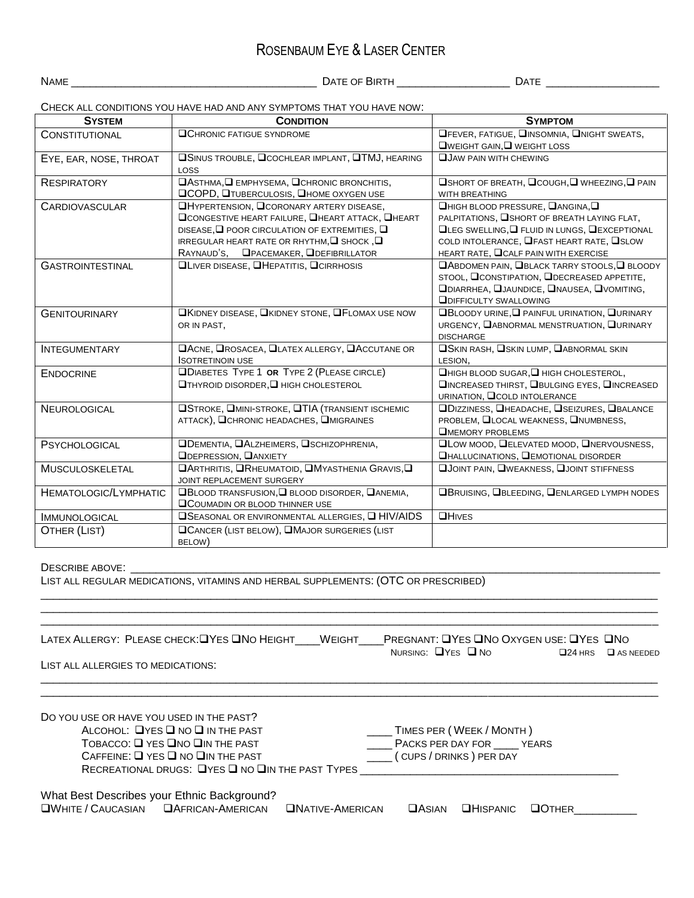# Rosenbaum Eye & Laser Center

Name ________________________________________ Date of Birth __________________ Date __________________

Check all conditions you have had and any symptoms that you have now:

| System | Condition | Symptom |
|---|---|---|
| Constitutional | ❑Chronic fatigue syndrome | ❑Fever, fatigue, ❑insomnia, ❑night sweats, ❑weight gain, ❑ weight loss |
| Eye, ear, nose, throat | ❑Sinus trouble, ❑cochlear implant, ❑TMJ, hearing loss | ❑Jaw pain with chewing |
| Respiratory | ❑Asthma, ❑ emphysema, ❑chronic bronchitis, ❑COPD, ❑tuberculosis, ❑home oxygen use | ❑Short of breath, ❑cough, ❑ wheezing, ❑ pain with breathing |
| Cardiovascular | ❑Hypertension, ❑coronary artery disease, ❑congestive heart failure, ❑heart attack, ❑heart disease, ❑ poor circulation of extremities, ❑ irregular heart rate or rhythm, ❑ shock , ❑ Raynaud's, ❑pacemaker, ❑defibrillator | ❑High blood pressure, ❑angina, ❑ palpitations, ❑short of breath laying flat, ❑leg swelling, ❑ fluid in lungs, ❑exceptional cold intolerance, ❑fast heart rate, ❑slow heart rate, ❑calf pain with exercise |
| Gastrointestinal | ❑Liver disease, ❑Hepatitis, ❑cirrhosis | ❑Abdomen pain, ❑black tarry stools, ❑ bloody stool, ❑constipation, ❑decreased appetite, ❑diarrhea, ❑jaundice, ❑nausea, ❑vomiting, ❑difficulty swallowing |
| Genitourinary | ❑Kidney disease, ❑kidney stone, ❑Flomax use now or in past, | ❑Bloody urine, ❑ painful urination, ❑urinary urgency, ❑abnormal menstruation, ❑urinary discharge |
| Integumentary | ❑Acne, ❑rosacea, ❑latex allergy, ❑Accutane or Isotretinoin use | ❑Skin rash, ❑skin lump, ❑abnormal skin lesion, |
| Endocrine | ❑Diabetes Type 1 **or** Type 2 (please circle) ❑thyroid disorder, ❑ high cholesterol | ❑High blood sugar, ❑ high cholesterol, ❑increased thirst, ❑bulging eyes, ❑increased urination, ❑cold intolerance |
| Neurological | ❑Stroke, ❑mini-stroke, ❑TIA (transient ischemic attack), ❑chronic headaches, ❑migraines | ❑Dizziness, ❑headache, ❑seizures, ❑balance problem, ❑local weakness, ❑numbness, ❑memory problems |
| Psychological | ❑Dementia, ❑Alzheimers, ❑schizophrenia, ❑depression, ❑anxiety | ❑Low mood, ❑elevated mood, ❑nervousness, ❑hallucinations, ❑emotional disorder |
| Musculoskeletal | ❑Arthritis, ❑Rheumatoid, ❑Myasthenia Gravis, ❑ joint replacement surgery | ❑Joint pain, ❑weakness, ❑joint stiffness |
| Hematologic/Lymphatic | ❑Blood transfusion, ❑ blood disorder, ❑anemia, ❑Coumadin or blood thinner use | ❑Bruising, ❑bleeding, ❑enlarged lymph nodes |
| Immunological | ❑Seasonal or environmental allergies, ❑ HIV/AIDS | ❑Hives |
| Other (List) | ❑Cancer (list below), ❑Major surgeries (list below) | |

Describe above: ____________________________________________________________________________

List all regular medications, vitamins and herbal supplements: (OTC or prescribed)

____________________________________________________________________________________________

____________________________________________________________________________________________

____________________________________________________________________________________________

Latex Allergy: Please check: ❑Yes ❑No Height____ Weight____ Pregnant: ❑Yes ❑No Oxygen use: ❑Yes ❑No

Nursing: ❑Yes ❑ No ❑24 hrs ❑ as needed

List all allergies to medications:

____________________________________________________________________________________________

____________________________________________________________________________________________

Do you use or have you used in the past?

Alcohol: ❑Yes ❑ no ❑ in the past ____ Times per ( Week / Month )

Tobacco: ❑ yes ❑no ❑in the past ____ Packs per day for ____ years

Caffeine: ❑ yes ❑ no ❑in the past ____ ( cups / drinks ) per day

Recreational drugs: ❑Yes ❑ no ❑in the past Types ____________________________________________

What Best Describes your Ethnic Background?

❑White / Caucasian ❑African-American ❑Native-American ❑Asian ❑Hispanic ❑Other__________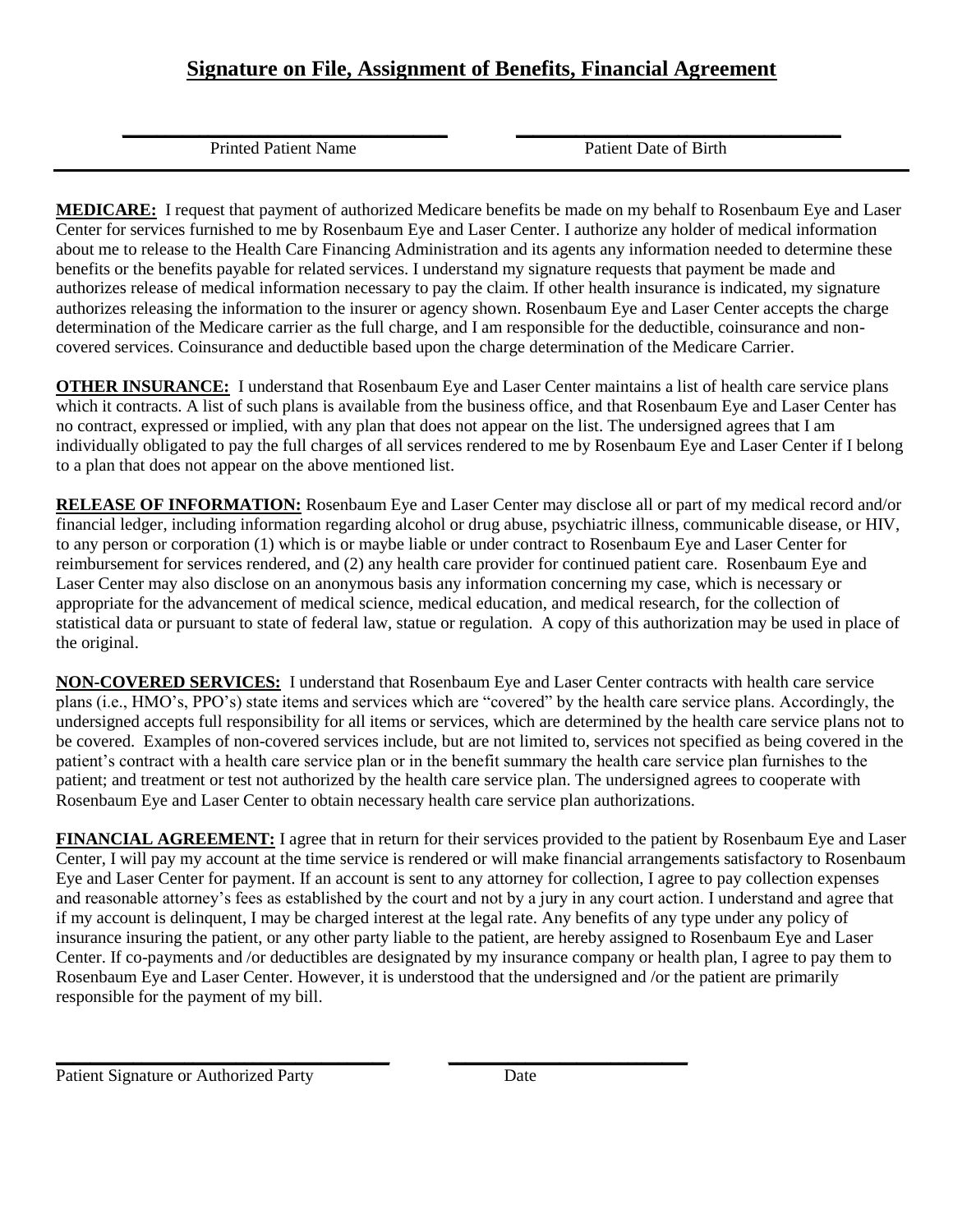## Signature on File, Assignment of Benefits, Financial Agreement

\_\_\_\_\_\_\_\_\_\_\_\_\_\_\_\_\_\_\_\_\_\_\_\_\_\_\_\_\_\_ \_\_\_\_\_\_\_\_\_\_\_\_\_\_\_\_\_\_\_\_\_\_\_\_\_\_\_\_\_\_

Printed Patient Name Patient Date of Birth

---

**MEDICARE:** I request that payment of authorized Medicare benefits be made on my behalf to Rosenbaum Eye and Laser Center for services furnished to me by Rosenbaum Eye and Laser Center. I authorize any holder of medical information about me to release to the Health Care Financing Administration and its agents any information needed to determine these benefits or the benefits payable for related services. I understand my signature requests that payment be made and authorizes release of medical information necessary to pay the claim. If other health insurance is indicated, my signature authorizes releasing the information to the insurer or agency shown. Rosenbaum Eye and Laser Center accepts the charge determination of the Medicare carrier as the full charge, and I am responsible for the deductible, coinsurance and non-covered services. Coinsurance and deductible based upon the charge determination of the Medicare Carrier.

**OTHER INSURANCE:** I understand that Rosenbaum Eye and Laser Center maintains a list of health care service plans which it contracts. A list of such plans is available from the business office, and that Rosenbaum Eye and Laser Center has no contract, expressed or implied, with any plan that does not appear on the list. The undersigned agrees that I am individually obligated to pay the full charges of all services rendered to me by Rosenbaum Eye and Laser Center if I belong to a plan that does not appear on the above mentioned list.

**RELEASE OF INFORMATION:** Rosenbaum Eye and Laser Center may disclose all or part of my medical record and/or financial ledger, including information regarding alcohol or drug abuse, psychiatric illness, communicable disease, or HIV, to any person or corporation (1) which is or maybe liable or under contract to Rosenbaum Eye and Laser Center for reimbursement for services rendered, and (2) any health care provider for continued patient care. Rosenbaum Eye and Laser Center may also disclose on an anonymous basis any information concerning my case, which is necessary or appropriate for the advancement of medical science, medical education, and medical research, for the collection of statistical data or pursuant to state of federal law, statue or regulation. A copy of this authorization may be used in place of the original.

**NON-COVERED SERVICES:** I understand that Rosenbaum Eye and Laser Center contracts with health care service plans (i.e., HMO's, PPO's) state items and services which are "covered" by the health care service plans. Accordingly, the undersigned accepts full responsibility for all items or services, which are determined by the health care service plans not to be covered. Examples of non-covered services include, but are not limited to, services not specified as being covered in the patient's contract with a health care service plan or in the benefit summary the health care service plan furnishes to the patient; and treatment or test not authorized by the health care service plan. The undersigned agrees to cooperate with Rosenbaum Eye and Laser Center to obtain necessary health care service plan authorizations.

**FINANCIAL AGREEMENT:** I agree that in return for their services provided to the patient by Rosenbaum Eye and Laser Center, I will pay my account at the time service is rendered or will make financial arrangements satisfactory to Rosenbaum Eye and Laser Center for payment. If an account is sent to any attorney for collection, I agree to pay collection expenses and reasonable attorney's fees as established by the court and not by a jury in any court action. I understand and agree that if my account is delinquent, I may be charged interest at the legal rate. Any benefits of any type under any policy of insurance insuring the patient, or any other party liable to the patient, are hereby assigned to Rosenbaum Eye and Laser Center. If co-payments and /or deductibles are designated by my insurance company or health plan, I agree to pay them to Rosenbaum Eye and Laser Center. However, it is understood that the undersigned and /or the patient are primarily responsible for the payment of my bill.

\_\_\_\_\_\_\_\_\_\_\_\_\_\_\_\_\_\_\_\_\_\_\_\_\_\_\_\_\_\_ \_\_\_\_\_\_\_\_\_\_\_\_\_\_\_\_\_\_\_\_\_\_

Patient Signature or Authorized Party Date